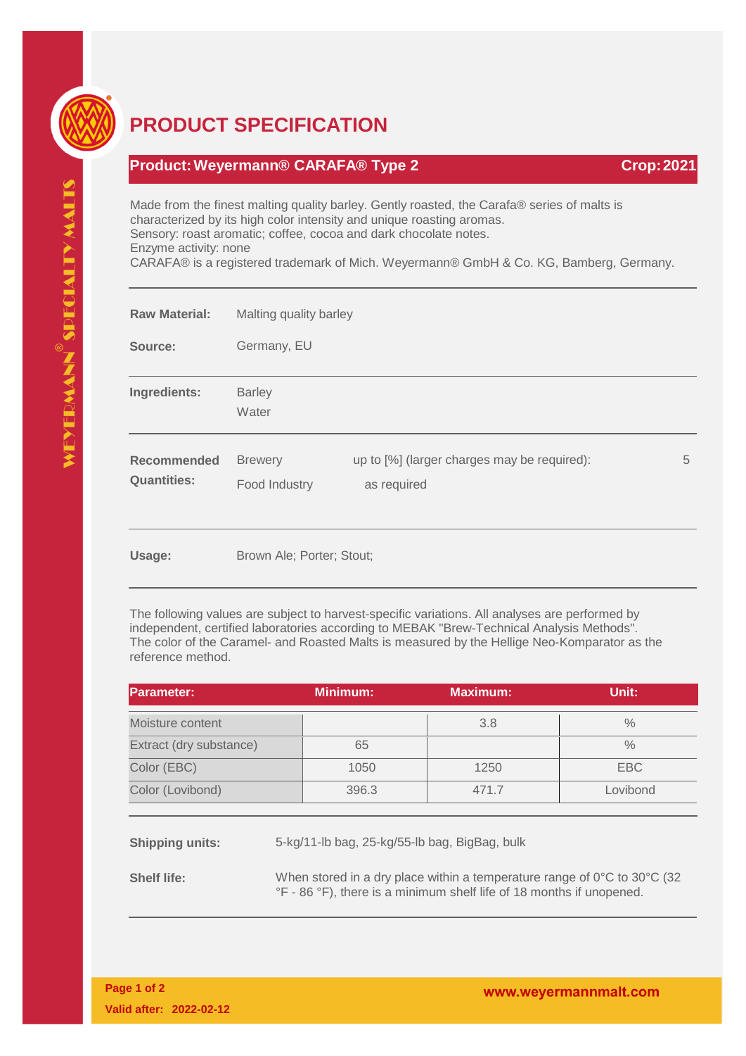# PRODUCT SPECIFICATION

**Product: Weyermann® CARAFA® Type 2** **Crop: 2021**

Made from the finest malting quality barley. Gently roasted, the Carafa® series of malts is characterized by its high color intensity and unique roasting aromas.
Sensory: roast aromatic; coffee, cocoa and dark chocolate notes.
Enzyme activity: none
CARAFA® is a registered trademark of Mich. Weyermann® GmbH & Co. KG, Bamberg, Germany.

**Raw Material:** Malting quality barley

**Source:** Germany, EU

**Ingredients:** Barley
Water

**Recommended Quantities:**

| | | |
|---|---|---|
| Brewery | up to [%] (larger charges may be required): | 5 |
| Food Industry | as required | |

**Usage:** Brown Ale; Porter; Stout;

The following values are subject to harvest-specific variations. All analyses are performed by independent, certified laboratories according to MEBAK "Brew-Technical Analysis Methods". The color of the Caramel- and Roasted Malts is measured by the Hellige Neo-Komparator as the reference method.

| Parameter: | Minimum: | Maximum: | Unit: |
|---|---|---|---|
| Moisture content | | 3.8 | % |
| Extract (dry substance) | 65 | | % |
| Color (EBC) | 1050 | 1250 | EBC |
| Color (Lovibond) | 396.3 | 471.7 | Lovibond |

**Shipping units:** 5-kg/11-lb bag, 25-kg/55-lb bag, BigBag, bulk

**Shelf life:** When stored in a dry place within a temperature range of 0°C to 30°C (32 °F - 86 °F), there is a minimum shelf life of 18 months if unopened.

**Valid after: 2022-02-12**

www.weyermannmalt.com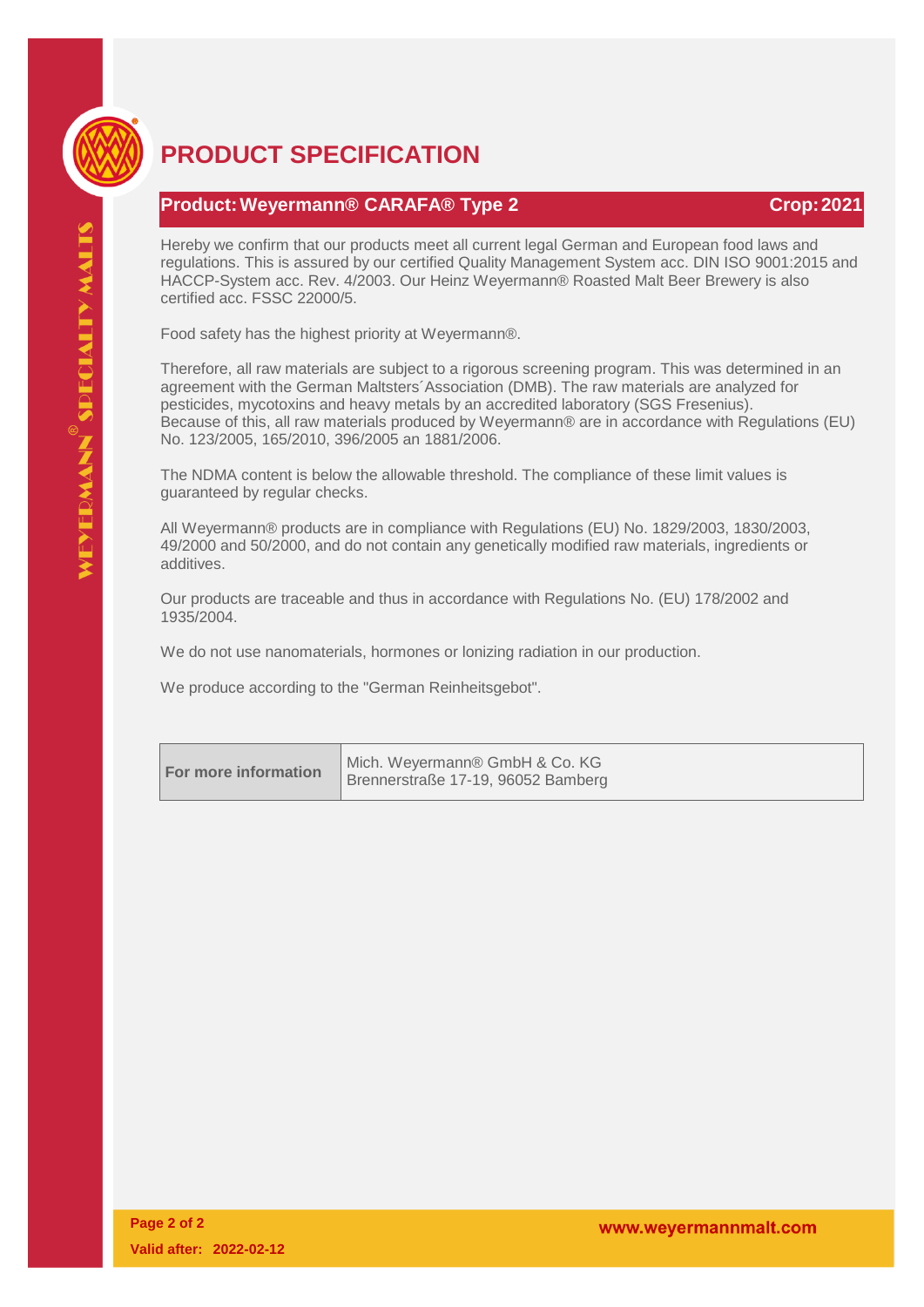# PRODUCT SPECIFICATION

**Product: Weyermann® CARAFA® Type 2** **Crop: 2021**

Hereby we confirm that our products meet all current legal German and European food laws and regulations. This is assured by our certified Quality Management System acc. DIN ISO 9001:2015 and HACCP-System acc. Rev. 4/2003. Our Heinz Weyermann® Roasted Malt Beer Brewery is also certified acc. FSSC 22000/5.

Food safety has the highest priority at Weyermann®.

Therefore, all raw materials are subject to a rigorous screening program. This was determined in an agreement with the German Maltsters´Association (DMB). The raw materials are analyzed for pesticides, mycotoxins and heavy metals by an accredited laboratory (SGS Fresenius). Because of this, all raw materials produced by Weyermann® are in accordance with Regulations (EU) No. 123/2005, 165/2010, 396/2005 an 1881/2006.

The NDMA content is below the allowable threshold. The compliance of these limit values is guaranteed by regular checks.

All Weyermann® products are in compliance with Regulations (EU) No. 1829/2003, 1830/2003, 49/2000 and 50/2000, and do not contain any genetically modified raw materials, ingredients or additives.

Our products are traceable and thus in accordance with Regulations No. (EU) 178/2002 and 1935/2004.

We do not use nanomaterials, hormones or Ionizing radiation in our production.

We produce according to the "German Reinheitsgebot".

| | |
|---|---|
| **For more information** | Mich. Weyermann® GmbH & Co. KG<br>Brennerstraße 17-19, 96052 Bamberg |

**Valid after: 2022-02-12**

**www.weyermannmalt.com**